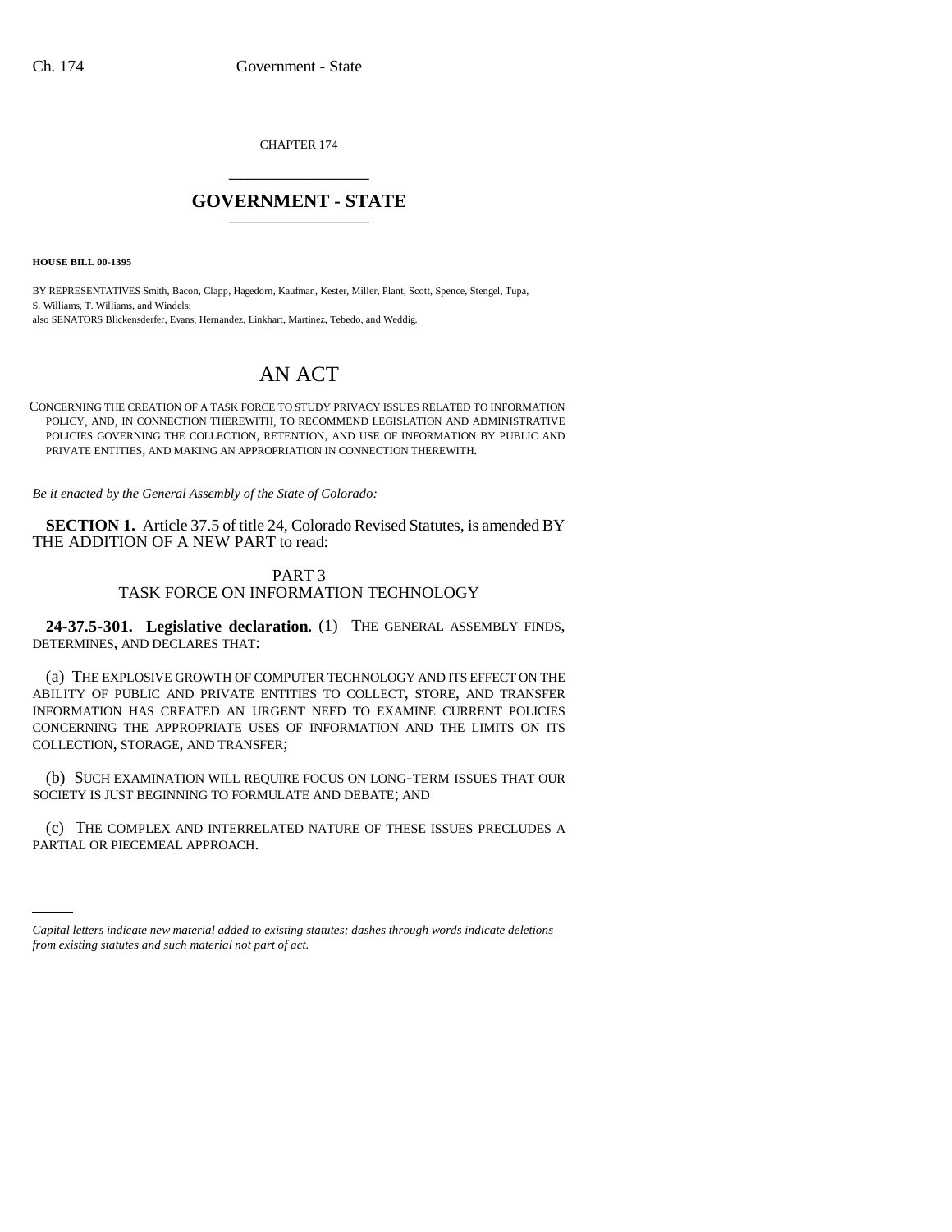CHAPTER 174

# GOVERNMENT - STATE

**HOUSE BILL 00-1395**

BY REPRESENTATIVES Smith, Bacon, Clapp, Hagedorn, Kaufman, Kester, Miller, Plant, Scott, Spence, Stengel, Tupa, S. Williams, T. Williams, and Windels;
also SENATORS Blickensderfer, Evans, Hernandez, Linkhart, Martinez, Tebedo, and Weddig.

# AN ACT

CONCERNING THE CREATION OF A TASK FORCE TO STUDY PRIVACY ISSUES RELATED TO INFORMATION POLICY, AND, IN CONNECTION THEREWITH, TO RECOMMEND LEGISLATION AND ADMINISTRATIVE POLICIES GOVERNING THE COLLECTION, RETENTION, AND USE OF INFORMATION BY PUBLIC AND PRIVATE ENTITIES, AND MAKING AN APPROPRIATION IN CONNECTION THEREWITH.

*Be it enacted by the General Assembly of the State of Colorado:*

**SECTION 1.** Article 37.5 of title 24, Colorado Revised Statutes, is amended BY THE ADDITION OF A NEW PART to read:

PART 3
TASK FORCE ON INFORMATION TECHNOLOGY

**24-37.5-301. Legislative declaration.** (1) THE GENERAL ASSEMBLY FINDS, DETERMINES, AND DECLARES THAT:

(a) THE EXPLOSIVE GROWTH OF COMPUTER TECHNOLOGY AND ITS EFFECT ON THE ABILITY OF PUBLIC AND PRIVATE ENTITIES TO COLLECT, STORE, AND TRANSFER INFORMATION HAS CREATED AN URGENT NEED TO EXAMINE CURRENT POLICIES CONCERNING THE APPROPRIATE USES OF INFORMATION AND THE LIMITS ON ITS COLLECTION, STORAGE, AND TRANSFER;

(b) SUCH EXAMINATION WILL REQUIRE FOCUS ON LONG-TERM ISSUES THAT OUR SOCIETY IS JUST BEGINNING TO FORMULATE AND DEBATE; AND

(c) THE COMPLEX AND INTERRELATED NATURE OF THESE ISSUES PRECLUDES A PARTIAL OR PIECEMEAL APPROACH.

*Capital letters indicate new material added to existing statutes; dashes through words indicate deletions from existing statutes and such material not part of act.*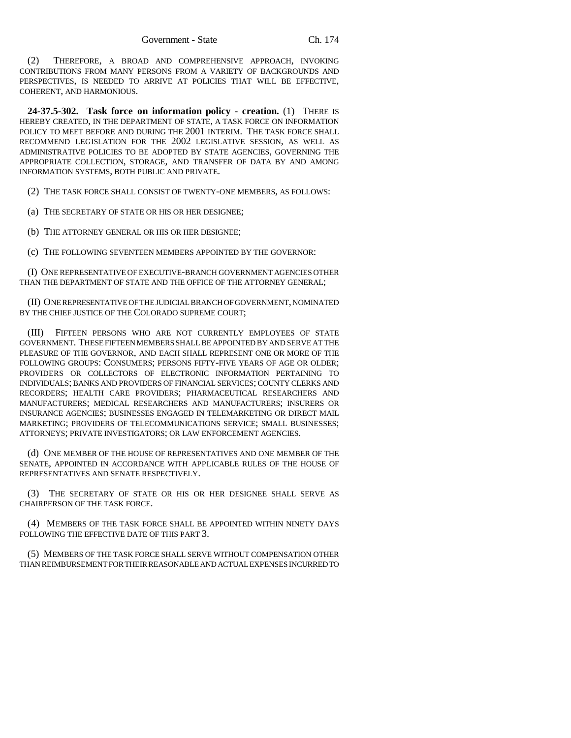(2) THEREFORE, A BROAD AND COMPREHENSIVE APPROACH, INVOKING CONTRIBUTIONS FROM MANY PERSONS FROM A VARIETY OF BACKGROUNDS AND PERSPECTIVES, IS NEEDED TO ARRIVE AT POLICIES THAT WILL BE EFFECTIVE, COHERENT, AND HARMONIOUS.

**24-37.5-302. Task force on information policy - creation.** (1) THERE IS HEREBY CREATED, IN THE DEPARTMENT OF STATE, A TASK FORCE ON INFORMATION POLICY TO MEET BEFORE AND DURING THE 2001 INTERIM. THE TASK FORCE SHALL RECOMMEND LEGISLATION FOR THE 2002 LEGISLATIVE SESSION, AS WELL AS ADMINISTRATIVE POLICIES TO BE ADOPTED BY STATE AGENCIES, GOVERNING THE APPROPRIATE COLLECTION, STORAGE, AND TRANSFER OF DATA BY AND AMONG INFORMATION SYSTEMS, BOTH PUBLIC AND PRIVATE.

(2) THE TASK FORCE SHALL CONSIST OF TWENTY-ONE MEMBERS, AS FOLLOWS:

(a) THE SECRETARY OF STATE OR HIS OR HER DESIGNEE;

(b) THE ATTORNEY GENERAL OR HIS OR HER DESIGNEE;

(c) THE FOLLOWING SEVENTEEN MEMBERS APPOINTED BY THE GOVERNOR:

(I) ONE REPRESENTATIVE OF EXECUTIVE-BRANCH GOVERNMENT AGENCIES OTHER THAN THE DEPARTMENT OF STATE AND THE OFFICE OF THE ATTORNEY GENERAL;

(II) ONE REPRESENTATIVE OF THE JUDICIAL BRANCH OF GOVERNMENT, NOMINATED BY THE CHIEF JUSTICE OF THE COLORADO SUPREME COURT;

(III) FIFTEEN PERSONS WHO ARE NOT CURRENTLY EMPLOYEES OF STATE GOVERNMENT. THESE FIFTEEN MEMBERS SHALL BE APPOINTED BY AND SERVE AT THE PLEASURE OF THE GOVERNOR, AND EACH SHALL REPRESENT ONE OR MORE OF THE FOLLOWING GROUPS: CONSUMERS; PERSONS FIFTY-FIVE YEARS OF AGE OR OLDER; PROVIDERS OR COLLECTORS OF ELECTRONIC INFORMATION PERTAINING TO INDIVIDUALS; BANKS AND PROVIDERS OF FINANCIAL SERVICES; COUNTY CLERKS AND RECORDERS; HEALTH CARE PROVIDERS; PHARMACEUTICAL RESEARCHERS AND MANUFACTURERS; MEDICAL RESEARCHERS AND MANUFACTURERS; INSURERS OR INSURANCE AGENCIES; BUSINESSES ENGAGED IN TELEMARKETING OR DIRECT MAIL MARKETING; PROVIDERS OF TELECOMMUNICATIONS SERVICE; SMALL BUSINESSES; ATTORNEYS; PRIVATE INVESTIGATORS; OR LAW ENFORCEMENT AGENCIES.

(d) ONE MEMBER OF THE HOUSE OF REPRESENTATIVES AND ONE MEMBER OF THE SENATE, APPOINTED IN ACCORDANCE WITH APPLICABLE RULES OF THE HOUSE OF REPRESENTATIVES AND SENATE RESPECTIVELY.

(3) THE SECRETARY OF STATE OR HIS OR HER DESIGNEE SHALL SERVE AS CHAIRPERSON OF THE TASK FORCE.

(4) MEMBERS OF THE TASK FORCE SHALL BE APPOINTED WITHIN NINETY DAYS FOLLOWING THE EFFECTIVE DATE OF THIS PART 3.

(5) MEMBERS OF THE TASK FORCE SHALL SERVE WITHOUT COMPENSATION OTHER THAN REIMBURSEMENT FOR THEIR REASONABLE AND ACTUAL EXPENSES INCURRED TO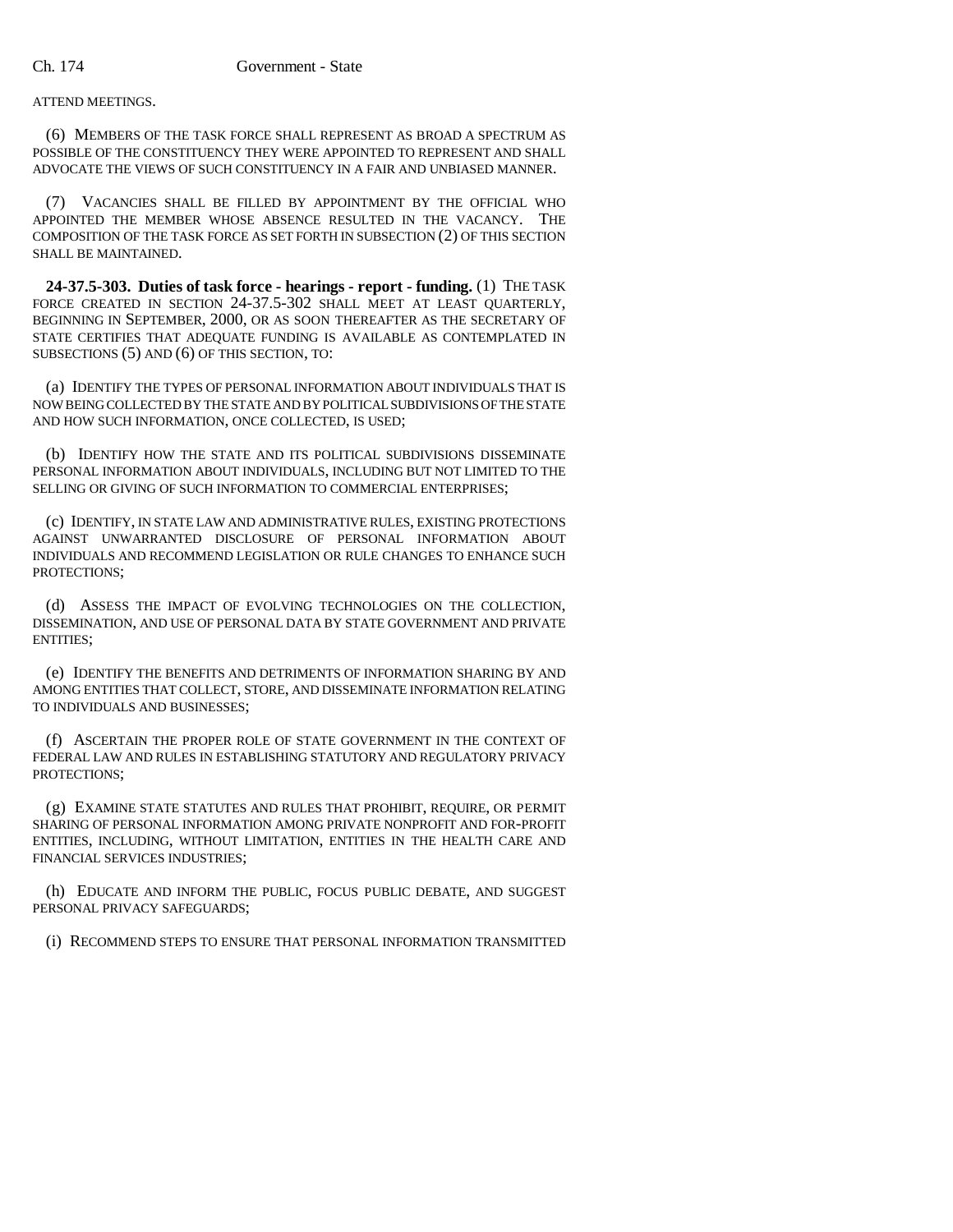ATTEND MEETINGS.

(6) MEMBERS OF THE TASK FORCE SHALL REPRESENT AS BROAD A SPECTRUM AS POSSIBLE OF THE CONSTITUENCY THEY WERE APPOINTED TO REPRESENT AND SHALL ADVOCATE THE VIEWS OF SUCH CONSTITUENCY IN A FAIR AND UNBIASED MANNER.

(7) VACANCIES SHALL BE FILLED BY APPOINTMENT BY THE OFFICIAL WHO APPOINTED THE MEMBER WHOSE ABSENCE RESULTED IN THE VACANCY. THE COMPOSITION OF THE TASK FORCE AS SET FORTH IN SUBSECTION (2) OF THIS SECTION SHALL BE MAINTAINED.

**24-37.5-303. Duties of task force - hearings - report - funding.** (1) THE TASK FORCE CREATED IN SECTION 24-37.5-302 SHALL MEET AT LEAST QUARTERLY, BEGINNING IN SEPTEMBER, 2000, OR AS SOON THEREAFTER AS THE SECRETARY OF STATE CERTIFIES THAT ADEQUATE FUNDING IS AVAILABLE AS CONTEMPLATED IN SUBSECTIONS (5) AND (6) OF THIS SECTION, TO:

(a) IDENTIFY THE TYPES OF PERSONAL INFORMATION ABOUT INDIVIDUALS THAT IS NOW BEING COLLECTED BY THE STATE AND BY POLITICAL SUBDIVISIONS OF THE STATE AND HOW SUCH INFORMATION, ONCE COLLECTED, IS USED;

(b) IDENTIFY HOW THE STATE AND ITS POLITICAL SUBDIVISIONS DISSEMINATE PERSONAL INFORMATION ABOUT INDIVIDUALS, INCLUDING BUT NOT LIMITED TO THE SELLING OR GIVING OF SUCH INFORMATION TO COMMERCIAL ENTERPRISES;

(c) IDENTIFY, IN STATE LAW AND ADMINISTRATIVE RULES, EXISTING PROTECTIONS AGAINST UNWARRANTED DISCLOSURE OF PERSONAL INFORMATION ABOUT INDIVIDUALS AND RECOMMEND LEGISLATION OR RULE CHANGES TO ENHANCE SUCH PROTECTIONS;

(d) ASSESS THE IMPACT OF EVOLVING TECHNOLOGIES ON THE COLLECTION, DISSEMINATION, AND USE OF PERSONAL DATA BY STATE GOVERNMENT AND PRIVATE ENTITIES;

(e) IDENTIFY THE BENEFITS AND DETRIMENTS OF INFORMATION SHARING BY AND AMONG ENTITIES THAT COLLECT, STORE, AND DISSEMINATE INFORMATION RELATING TO INDIVIDUALS AND BUSINESSES;

(f) ASCERTAIN THE PROPER ROLE OF STATE GOVERNMENT IN THE CONTEXT OF FEDERAL LAW AND RULES IN ESTABLISHING STATUTORY AND REGULATORY PRIVACY PROTECTIONS;

(g) EXAMINE STATE STATUTES AND RULES THAT PROHIBIT, REQUIRE, OR PERMIT SHARING OF PERSONAL INFORMATION AMONG PRIVATE NONPROFIT AND FOR-PROFIT ENTITIES, INCLUDING, WITHOUT LIMITATION, ENTITIES IN THE HEALTH CARE AND FINANCIAL SERVICES INDUSTRIES;

(h) EDUCATE AND INFORM THE PUBLIC, FOCUS PUBLIC DEBATE, AND SUGGEST PERSONAL PRIVACY SAFEGUARDS;

(i) RECOMMEND STEPS TO ENSURE THAT PERSONAL INFORMATION TRANSMITTED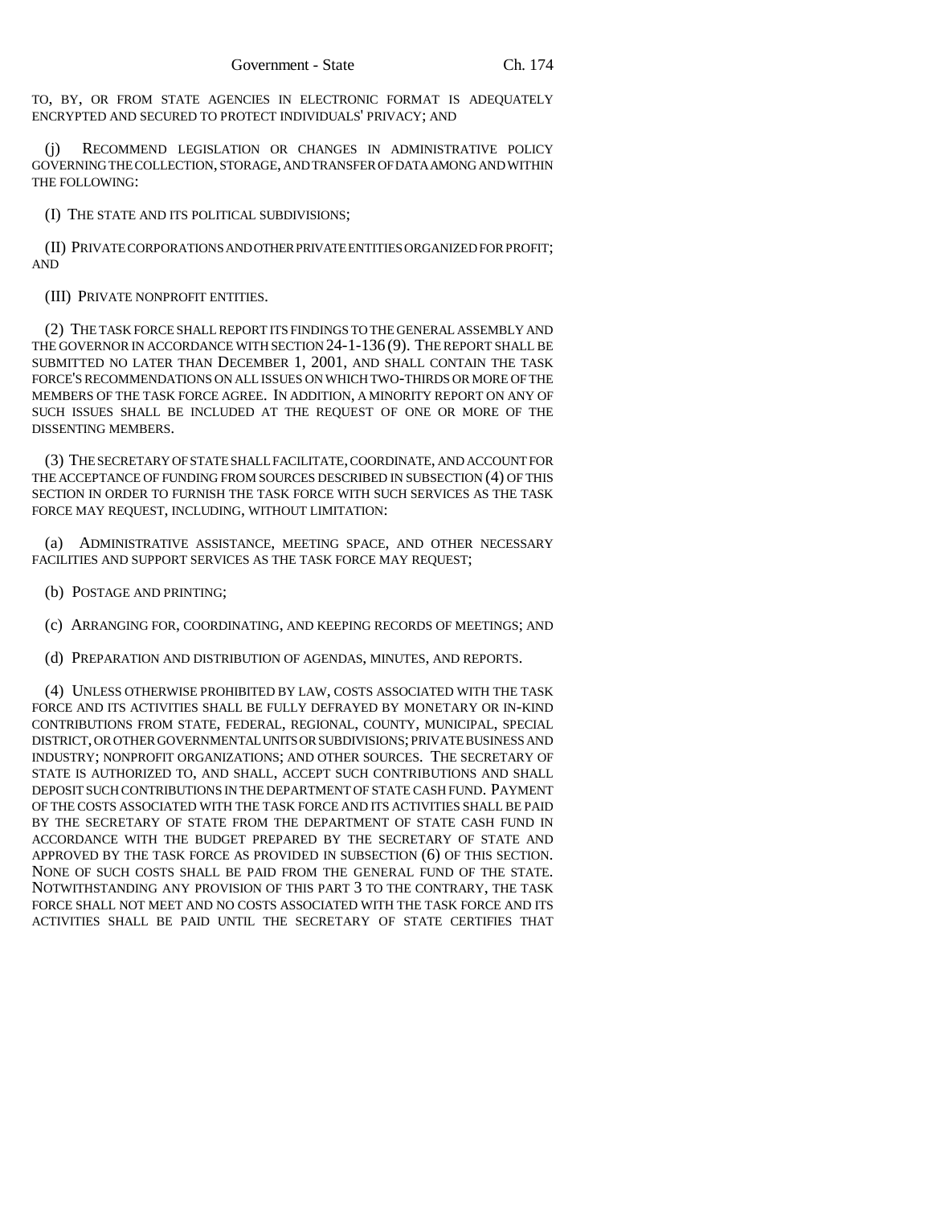TO, BY, OR FROM STATE AGENCIES IN ELECTRONIC FORMAT IS ADEQUATELY ENCRYPTED AND SECURED TO PROTECT INDIVIDUALS' PRIVACY; AND

(j) RECOMMEND LEGISLATION OR CHANGES IN ADMINISTRATIVE POLICY GOVERNING THE COLLECTION, STORAGE, AND TRANSFER OF DATA AMONG AND WITHIN THE FOLLOWING:

(I) THE STATE AND ITS POLITICAL SUBDIVISIONS;

(II) PRIVATE CORPORATIONS AND OTHER PRIVATE ENTITIES ORGANIZED FOR PROFIT; AND

(III) PRIVATE NONPROFIT ENTITIES.

(2) THE TASK FORCE SHALL REPORT ITS FINDINGS TO THE GENERAL ASSEMBLY AND THE GOVERNOR IN ACCORDANCE WITH SECTION 24-1-136 (9). THE REPORT SHALL BE SUBMITTED NO LATER THAN DECEMBER 1, 2001, AND SHALL CONTAIN THE TASK FORCE'S RECOMMENDATIONS ON ALL ISSUES ON WHICH TWO-THIRDS OR MORE OF THE MEMBERS OF THE TASK FORCE AGREE. IN ADDITION, A MINORITY REPORT ON ANY OF SUCH ISSUES SHALL BE INCLUDED AT THE REQUEST OF ONE OR MORE OF THE DISSENTING MEMBERS.

(3) THE SECRETARY OF STATE SHALL FACILITATE, COORDINATE, AND ACCOUNT FOR THE ACCEPTANCE OF FUNDING FROM SOURCES DESCRIBED IN SUBSECTION (4) OF THIS SECTION IN ORDER TO FURNISH THE TASK FORCE WITH SUCH SERVICES AS THE TASK FORCE MAY REQUEST, INCLUDING, WITHOUT LIMITATION:

(a) ADMINISTRATIVE ASSISTANCE, MEETING SPACE, AND OTHER NECESSARY FACILITIES AND SUPPORT SERVICES AS THE TASK FORCE MAY REQUEST;

(b) POSTAGE AND PRINTING;

(c) ARRANGING FOR, COORDINATING, AND KEEPING RECORDS OF MEETINGS; AND

(d) PREPARATION AND DISTRIBUTION OF AGENDAS, MINUTES, AND REPORTS.

(4) UNLESS OTHERWISE PROHIBITED BY LAW, COSTS ASSOCIATED WITH THE TASK FORCE AND ITS ACTIVITIES SHALL BE FULLY DEFRAYED BY MONETARY OR IN-KIND CONTRIBUTIONS FROM STATE, FEDERAL, REGIONAL, COUNTY, MUNICIPAL, SPECIAL DISTRICT, OR OTHER GOVERNMENTAL UNITS OR SUBDIVISIONS; PRIVATE BUSINESS AND INDUSTRY; NONPROFIT ORGANIZATIONS; AND OTHER SOURCES. THE SECRETARY OF STATE IS AUTHORIZED TO, AND SHALL, ACCEPT SUCH CONTRIBUTIONS AND SHALL DEPOSIT SUCH CONTRIBUTIONS IN THE DEPARTMENT OF STATE CASH FUND. PAYMENT OF THE COSTS ASSOCIATED WITH THE TASK FORCE AND ITS ACTIVITIES SHALL BE PAID BY THE SECRETARY OF STATE FROM THE DEPARTMENT OF STATE CASH FUND IN ACCORDANCE WITH THE BUDGET PREPARED BY THE SECRETARY OF STATE AND APPROVED BY THE TASK FORCE AS PROVIDED IN SUBSECTION (6) OF THIS SECTION. NONE OF SUCH COSTS SHALL BE PAID FROM THE GENERAL FUND OF THE STATE. NOTWITHSTANDING ANY PROVISION OF THIS PART 3 TO THE CONTRARY, THE TASK FORCE SHALL NOT MEET AND NO COSTS ASSOCIATED WITH THE TASK FORCE AND ITS ACTIVITIES SHALL BE PAID UNTIL THE SECRETARY OF STATE CERTIFIES THAT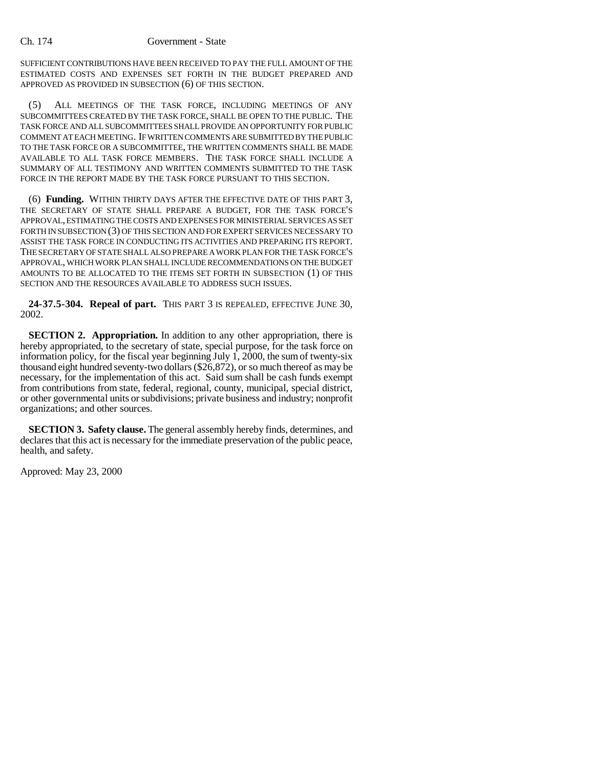SUFFICIENT CONTRIBUTIONS HAVE BEEN RECEIVED TO PAY THE FULL AMOUNT OF THE ESTIMATED COSTS AND EXPENSES SET FORTH IN THE BUDGET PREPARED AND APPROVED AS PROVIDED IN SUBSECTION (6) OF THIS SECTION.

(5) ALL MEETINGS OF THE TASK FORCE, INCLUDING MEETINGS OF ANY SUBCOMMITTEES CREATED BY THE TASK FORCE, SHALL BE OPEN TO THE PUBLIC. THE TASK FORCE AND ALL SUBCOMMITTEES SHALL PROVIDE AN OPPORTUNITY FOR PUBLIC COMMENT AT EACH MEETING. IF WRITTEN COMMENTS ARE SUBMITTED BY THE PUBLIC TO THE TASK FORCE OR A SUBCOMMITTEE, THE WRITTEN COMMENTS SHALL BE MADE AVAILABLE TO ALL TASK FORCE MEMBERS. THE TASK FORCE SHALL INCLUDE A SUMMARY OF ALL TESTIMONY AND WRITTEN COMMENTS SUBMITTED TO THE TASK FORCE IN THE REPORT MADE BY THE TASK FORCE PURSUANT TO THIS SECTION.

(6) **Funding.** WITHIN THIRTY DAYS AFTER THE EFFECTIVE DATE OF THIS PART 3, THE SECRETARY OF STATE SHALL PREPARE A BUDGET, FOR THE TASK FORCE'S APPROVAL, ESTIMATING THE COSTS AND EXPENSES FOR MINISTERIAL SERVICES AS SET FORTH IN SUBSECTION (3) OF THIS SECTION AND FOR EXPERT SERVICES NECESSARY TO ASSIST THE TASK FORCE IN CONDUCTING ITS ACTIVITIES AND PREPARING ITS REPORT. THE SECRETARY OF STATE SHALL ALSO PREPARE A WORK PLAN FOR THE TASK FORCE'S APPROVAL, WHICH WORK PLAN SHALL INCLUDE RECOMMENDATIONS ON THE BUDGET AMOUNTS TO BE ALLOCATED TO THE ITEMS SET FORTH IN SUBSECTION (1) OF THIS SECTION AND THE RESOURCES AVAILABLE TO ADDRESS SUCH ISSUES.

**24-37.5-304. Repeal of part.** THIS PART 3 IS REPEALED, EFFECTIVE JUNE 30, 2002.

**SECTION 2. Appropriation.** In addition to any other appropriation, there is hereby appropriated, to the secretary of state, special purpose, for the task force on information policy, for the fiscal year beginning July 1, 2000, the sum of twenty-six thousand eight hundred seventy-two dollars ($26,872), or so much thereof as may be necessary, for the implementation of this act. Said sum shall be cash funds exempt from contributions from state, federal, regional, county, municipal, special district, or other governmental units or subdivisions; private business and industry; nonprofit organizations; and other sources.

**SECTION 3. Safety clause.** The general assembly hereby finds, determines, and declares that this act is necessary for the immediate preservation of the public peace, health, and safety.

Approved: May 23, 2000